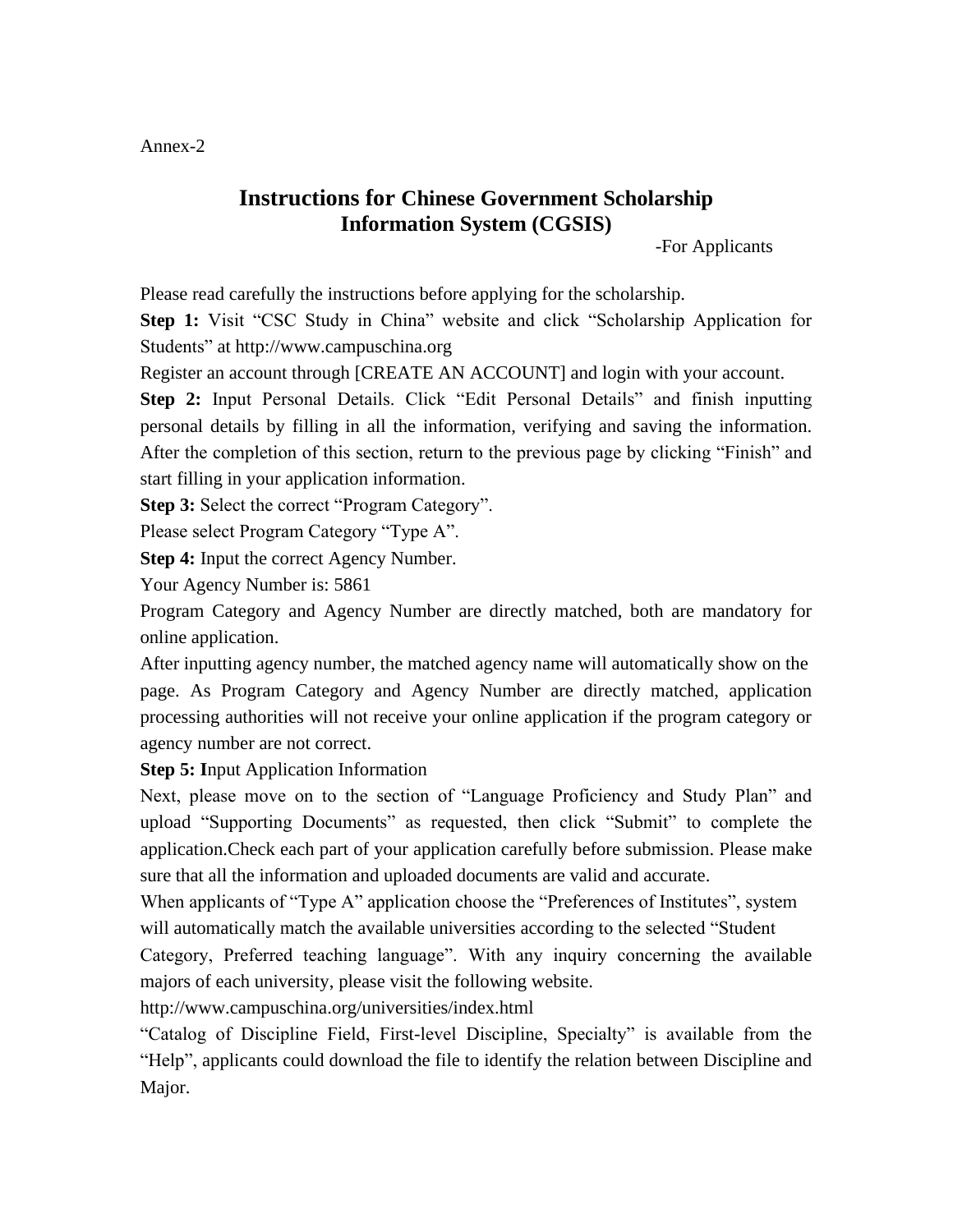Annex-2

# Instructions for Chinese Government Scholarship Information System (CGSIS)

-For Applicants

Please read carefully the instructions before applying for the scholarship.

**Step 1:** Visit "CSC Study in China" website and click "Scholarship Application for Students" at http://www.campuschina.org

Register an account through [CREATE AN ACCOUNT] and login with your account.

**Step 2:** Input Personal Details. Click "Edit Personal Details" and finish inputting personal details by filling in all the information, verifying and saving the information. After the completion of this section, return to the previous page by clicking "Finish" and start filling in your application information.

**Step 3:** Select the correct "Program Category".

Please select Program Category "Type A".

**Step 4:** Input the correct Agency Number.

Your Agency Number is: 5861

Program Category and Agency Number are directly matched, both are mandatory for online application.

After inputting agency number, the matched agency name will automatically show on the page. As Program Category and Agency Number are directly matched, application processing authorities will not receive your online application if the program category or agency number are not correct.

**Step 5: I**nput Application Information

Next, please move on to the section of "Language Proficiency and Study Plan" and upload "Supporting Documents" as requested, then click "Submit" to complete the application.Check each part of your application carefully before submission. Please make sure that all the information and uploaded documents are valid and accurate.

When applicants of "Type A" application choose the "Preferences of Institutes", system will automatically match the available universities according to the selected "Student Category, Preferred teaching language". With any inquiry concerning the available majors of each university, please visit the following website.

http://www.campuschina.org/universities/index.html

"Catalog of Discipline Field, First-level Discipline, Specialty" is available from the "Help", applicants could download the file to identify the relation between Discipline and Major.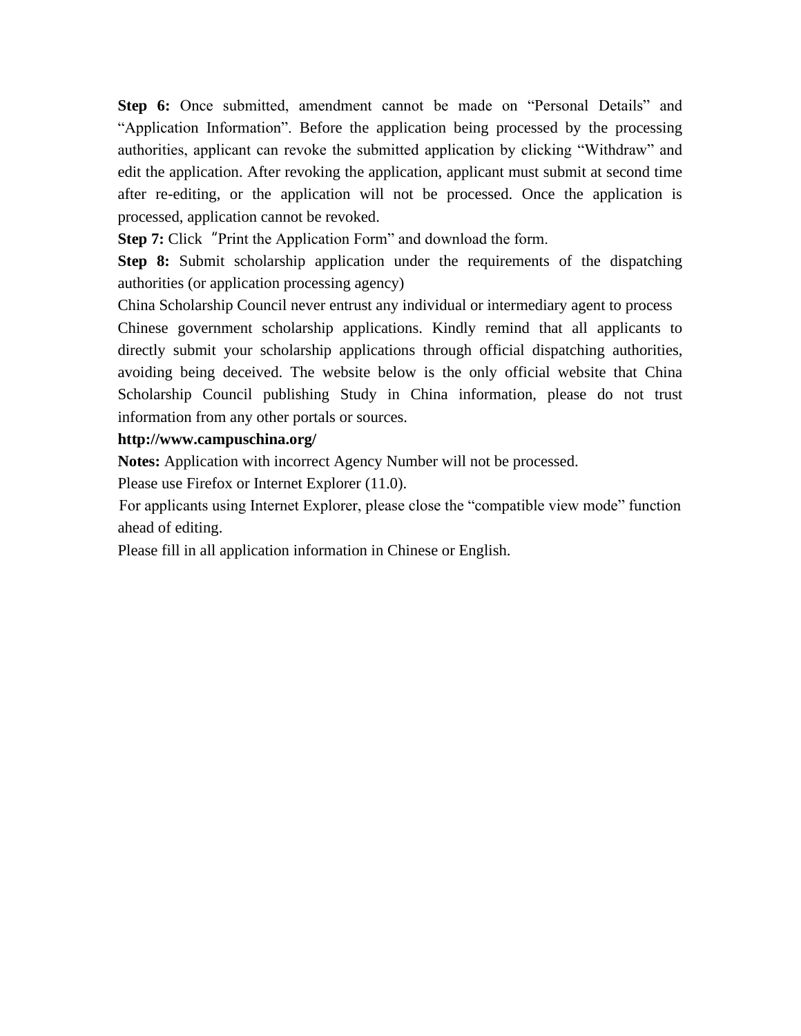**Step 6:** Once submitted, amendment cannot be made on “Personal Details” and “Application Information”. Before the application being processed by the processing authorities, applicant can revoke the submitted application by clicking “Withdraw” and edit the application. After revoking the application, applicant must submit at second time after re-editing, or the application will not be processed. Once the application is processed, application cannot be revoked.

**Step 7:** Click “Print the Application Form” and download the form.

**Step 8:** Submit scholarship application under the requirements of the dispatching authorities (or application processing agency)

China Scholarship Council never entrust any individual or intermediary agent to process Chinese government scholarship applications. Kindly remind that all applicants to directly submit your scholarship applications through official dispatching authorities, avoiding being deceived. The website below is the only official website that China Scholarship Council publishing Study in China information, please do not trust information from any other portals or sources.

**http://www.campuschina.org/**

**Notes:** Application with incorrect Agency Number will not be processed.

Please use Firefox or Internet Explorer (11.0).

For applicants using Internet Explorer, please close the “compatible view mode” function ahead of editing.

Please fill in all application information in Chinese or English.